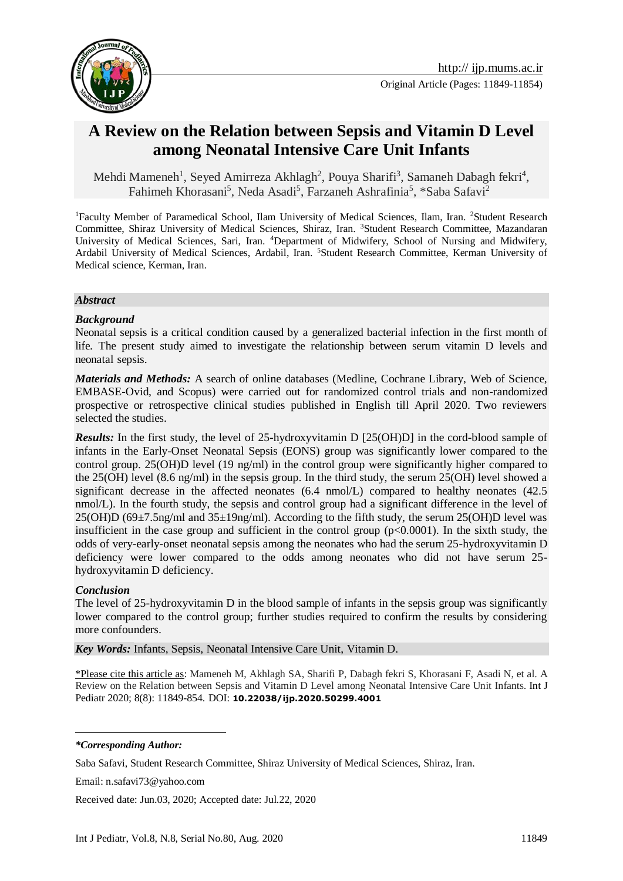Original Article (Pages: 11849-11854)

# A Review on the Relation between Sepsis and Vitamin D Level among Neonatal Intensive Care Unit Infants

Mehdi Mameneh[1], Seyed Amirreza Akhlagh[2], Pouya Sharifi[3], Samaneh Dabagh fekri[4], Fahimeh Khorasani[5], Neda Asadi[5], Farzaneh Ashrafinia[5], *Saba Safavi[2]

[1]Faculty Member of Paramedical School, Ilam University of Medical Sciences, Ilam, Iran. [2]Student Research Committee, Shiraz University of Medical Sciences, Shiraz, Iran. [3]Student Research Committee, Mazandaran University of Medical Sciences, Sari, Iran. [4]Department of Midwifery, School of Nursing and Midwifery, Ardabil University of Medical Sciences, Ardabil, Iran. [5]Student Research Committee, Kerman University of Medical science, Kerman, Iran.

## *Abstract*

### *Background*

Neonatal sepsis is a critical condition caused by a generalized bacterial infection in the first month of life. The present study aimed to investigate the relationship between serum vitamin D levels and neonatal sepsis.

***Materials and Methods:*** A search of online databases (Medline, Cochrane Library, Web of Science, EMBASE-Ovid, and Scopus) were carried out for randomized control trials and non-randomized prospective or retrospective clinical studies published in English till April 2020. Two reviewers selected the studies.

***Results:*** In the first study, the level of 25-hydroxyvitamin D [25(OH)D] in the cord-blood sample of infants in the Early-Onset Neonatal Sepsis (EONS) group was significantly lower compared to the control group. 25(OH)D level (19 ng/ml) in the control group were significantly higher compared to the 25(OH) level (8.6 ng/ml) in the sepsis group. In the third study, the serum 25(OH) level showed a significant decrease in the affected neonates (6.4 nmol/L) compared to healthy neonates (42.5 nmol/L). In the fourth study, the sepsis and control group had a significant difference in the level of 25(OH)D (69±7.5ng/ml and 35±19ng/ml). According to the fifth study, the serum 25(OH)D level was insufficient in the case group and sufficient in the control group ($p<0.0001$). In the sixth study, the odds of very-early-onset neonatal sepsis among the neonates who had the serum 25-hydroxyvitamin D deficiency were lower compared to the odds among neonates who did not have serum 25-hydroxyvitamin D deficiency.

### *Conclusion*

The level of 25-hydroxyvitamin D in the blood sample of infants in the sepsis group was significantly lower compared to the control group; further studies required to confirm the results by considering more confounders.

***Key Words:*** Infants, Sepsis, Neonatal Intensive Care Unit, Vitamin D.

*Please cite this article as: Mameneh M, Akhlagh SA, Sharifi P, Dabagh fekri S, Khorasani F, Asadi N, et al. A Review on the Relation between Sepsis and Vitamin D Level among Neonatal Intensive Care Unit Infants. Int J Pediatr 2020; 8(8): 11849-854. DOI: **10.22038/ijp.2020.50299.4001**

---

***Corresponding Author:***

Saba Safavi, Student Research Committee, Shiraz University of Medical Sciences, Shiraz, Iran.

Email: n.safavi73@yahoo.com

Received date: Jun.03, 2020; Accepted date: Jul.22, 2020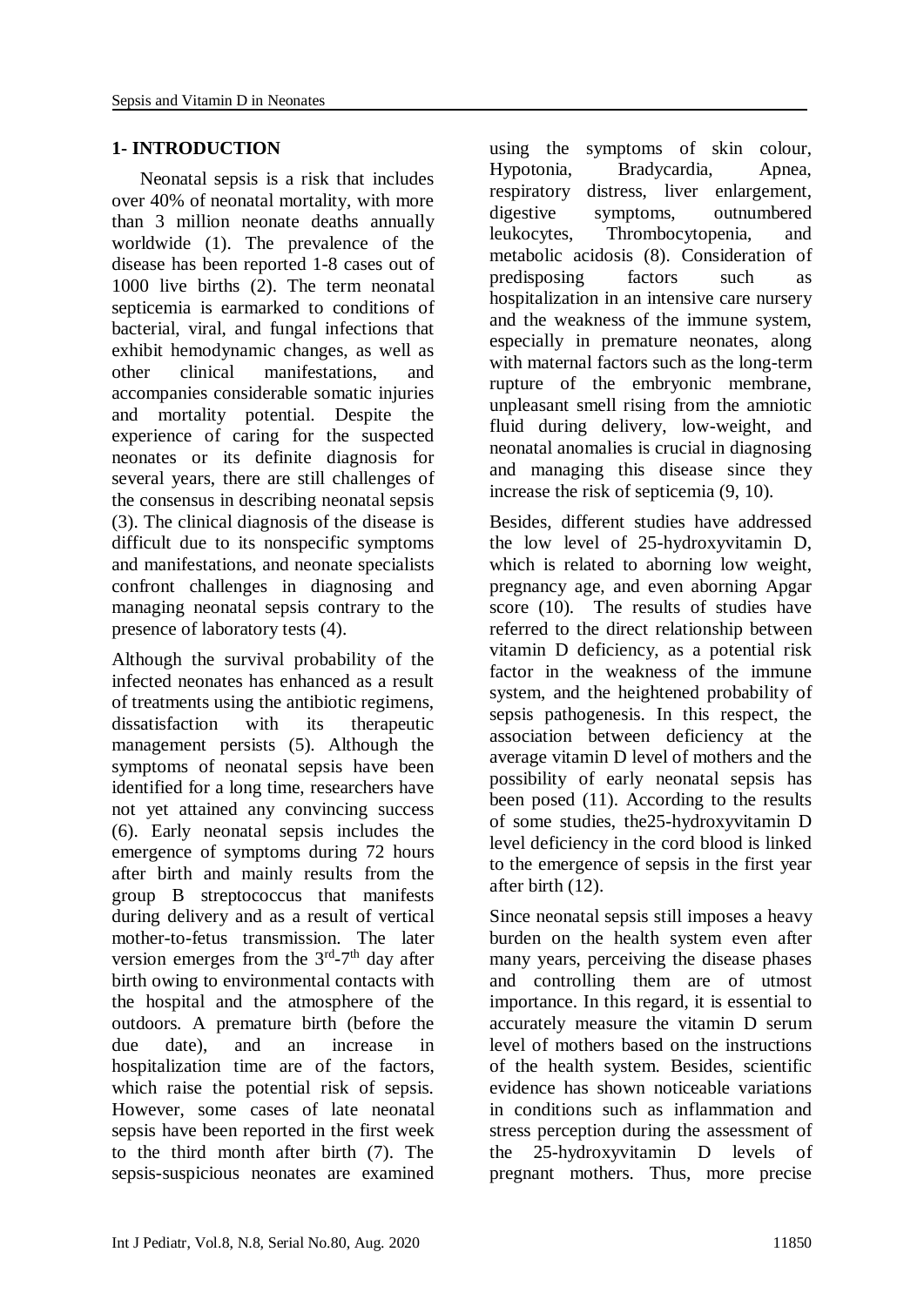## 1- INTRODUCTION

Neonatal sepsis is a risk that includes over 40% of neonatal mortality, with more than 3 million neonate deaths annually worldwide (1). The prevalence of the disease has been reported 1-8 cases out of 1000 live births (2). The term neonatal septicemia is earmarked to conditions of bacterial, viral, and fungal infections that exhibit hemodynamic changes, as well as other clinical manifestations, and accompanies considerable somatic injuries and mortality potential. Despite the experience of caring for the suspected neonates or its definite diagnosis for several years, there are still challenges of the consensus in describing neonatal sepsis (3). The clinical diagnosis of the disease is difficult due to its nonspecific symptoms and manifestations, and neonate specialists confront challenges in diagnosing and managing neonatal sepsis contrary to the presence of laboratory tests (4).

Although the survival probability of the infected neonates has enhanced as a result of treatments using the antibiotic regimens, dissatisfaction with its therapeutic management persists (5). Although the symptoms of neonatal sepsis have been identified for a long time, researchers have not yet attained any convincing success (6). Early neonatal sepsis includes the emergence of symptoms during 72 hours after birth and mainly results from the group B streptococcus that manifests during delivery and as a result of vertical mother-to-fetus transmission. The later version emerges from the 3rd-7th day after birth owing to environmental contacts with the hospital and the atmosphere of the outdoors. A premature birth (before the due date), and an increase in hospitalization time are of the factors, which raise the potential risk of sepsis. However, some cases of late neonatal sepsis have been reported in the first week to the third month after birth (7). The sepsis-suspicious neonates are examined using the symptoms of skin colour, Hypotonia, Bradycardia, Apnea, respiratory distress, liver enlargement, digestive symptoms, outnumbered leukocytes, Thrombocytopenia, and metabolic acidosis (8). Consideration of predisposing factors such as hospitalization in an intensive care nursery and the weakness of the immune system, especially in premature neonates, along with maternal factors such as the long-term rupture of the embryonic membrane, unpleasant smell rising from the amniotic fluid during delivery, low-weight, and neonatal anomalies is crucial in diagnosing and managing this disease since they increase the risk of septicemia (9, 10).

Besides, different studies have addressed the low level of 25-hydroxyvitamin D, which is related to aborning low weight, pregnancy age, and even aborning Apgar score (10). The results of studies have referred to the direct relationship between vitamin D deficiency, as a potential risk factor in the weakness of the immune system, and the heightened probability of sepsis pathogenesis. In this respect, the association between deficiency at the average vitamin D level of mothers and the possibility of early neonatal sepsis has been posed (11). According to the results of some studies, the25-hydroxyvitamin D level deficiency in the cord blood is linked to the emergence of sepsis in the first year after birth (12).

Since neonatal sepsis still imposes a heavy burden on the health system even after many years, perceiving the disease phases and controlling them are of utmost importance. In this regard, it is essential to accurately measure the vitamin D serum level of mothers based on the instructions of the health system. Besides, scientific evidence has shown noticeable variations in conditions such as inflammation and stress perception during the assessment of the 25-hydroxyvitamin D levels of pregnant mothers. Thus, more precise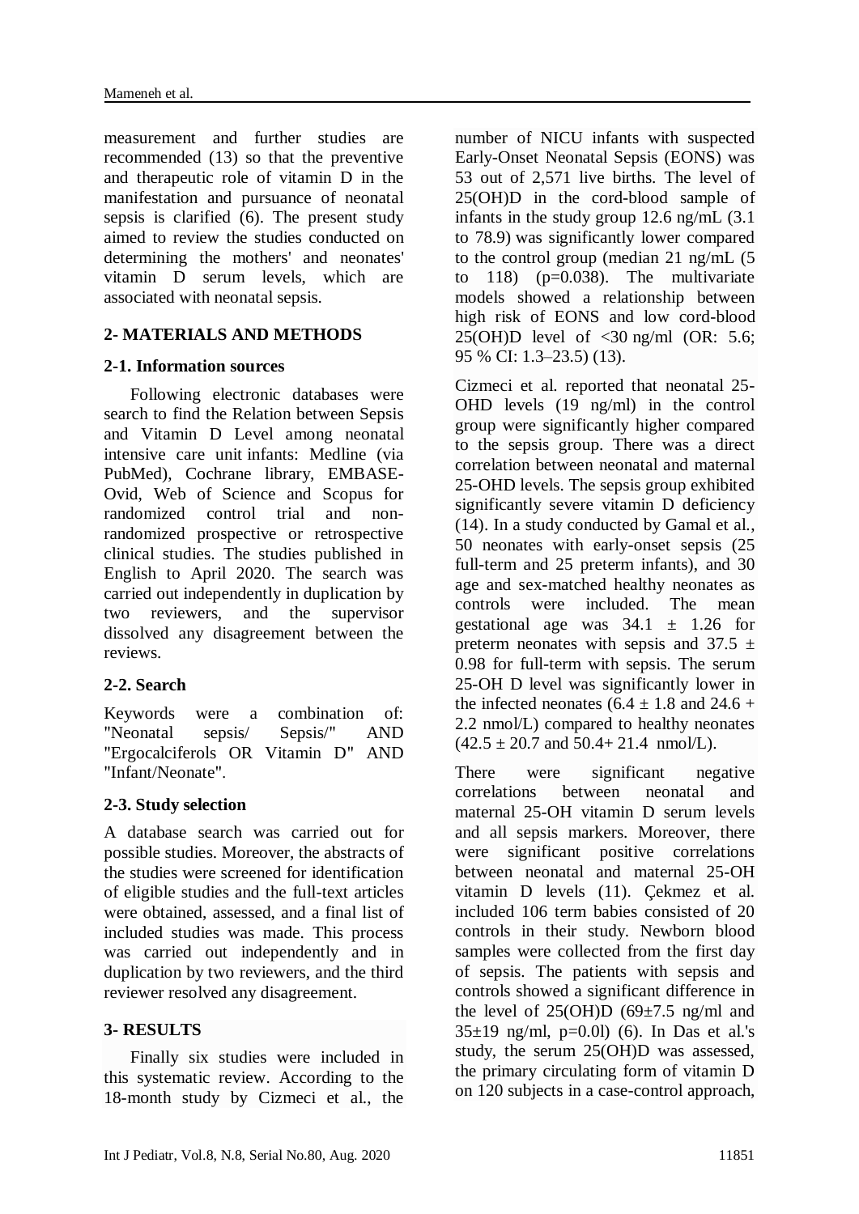measurement and further studies are recommended (13) so that the preventive and therapeutic role of vitamin D in the manifestation and pursuance of neonatal sepsis is clarified (6). The present study aimed to review the studies conducted on determining the mothers' and neonates' vitamin D serum levels, which are associated with neonatal sepsis.

## 2- MATERIALS AND METHODS

### 2-1. Information sources

Following electronic databases were search to find the Relation between Sepsis and Vitamin D Level among neonatal intensive care unit infants: Medline (via PubMed), Cochrane library, EMBASE-Ovid, Web of Science and Scopus for randomized control trial and non-randomized prospective or retrospective clinical studies. The studies published in English to April 2020. The search was carried out independently in duplication by two reviewers, and the supervisor dissolved any disagreement between the reviews.

### 2-2. Search

Keywords were a combination of: "Neonatal sepsis/ Sepsis/" AND "Ergocalciferols OR Vitamin D" AND "Infant/Neonate".

### 2-3. Study selection

A database search was carried out for possible studies. Moreover, the abstracts of the studies were screened for identification of eligible studies and the full-text articles were obtained, assessed, and a final list of included studies was made. This process was carried out independently and in duplication by two reviewers, and the third reviewer resolved any disagreement.

## 3- RESULTS

Finally six studies were included in this systematic review. According to the 18-month study by Cizmeci et al., the number of NICU infants with suspected Early-Onset Neonatal Sepsis (EONS) was 53 out of 2,571 live births. The level of 25(OH)D in the cord-blood sample of infants in the study group 12.6 ng/mL (3.1 to 78.9) was significantly lower compared to the control group (median 21 ng/mL (5 to 118) ($p=0.038$). The multivariate models showed a relationship between high risk of EONS and low cord-blood 25(OH)D level of <30 ng/ml (OR: 5.6; 95 % CI: 1.3–23.5) (13).

Cizmeci et al. reported that neonatal 25-OHD levels (19 ng/ml) in the control group were significantly higher compared to the sepsis group. There was a direct correlation between neonatal and maternal 25-OHD levels. The sepsis group exhibited significantly severe vitamin D deficiency (14). In a study conducted by Gamal et al., 50 neonates with early-onset sepsis (25 full-term and 25 preterm infants), and 30 age and sex-matched healthy neonates as controls were included. The mean gestational age was $34.1 \pm 1.26$ for preterm neonates with sepsis and $37.5 \pm 0.98$ for full-term with sepsis. The serum 25-OH D level was significantly lower in the infected neonates ($6.4 \pm 1.8$ and $24.6 + 2.2$ nmol/L) compared to healthy neonates ($42.5 \pm 20.7$ and $50.4+ 21.4$ nmol/L).

There were significant negative correlations between neonatal and maternal 25-OH vitamin D serum levels and all sepsis markers. Moreover, there were significant positive correlations between neonatal and maternal 25-OH vitamin D levels (11). Çekmez et al. included 106 term babies consisted of 20 controls in their study. Newborn blood samples were collected from the first day of sepsis. The patients with sepsis and controls showed a significant difference in the level of 25(OH)D ($69\pm7.5$ ng/ml and $35\pm19$ ng/ml, p=0.0l) (6). In Das et al.'s study, the serum 25(OH)D was assessed, the primary circulating form of vitamin D on 120 subjects in a case-control approach,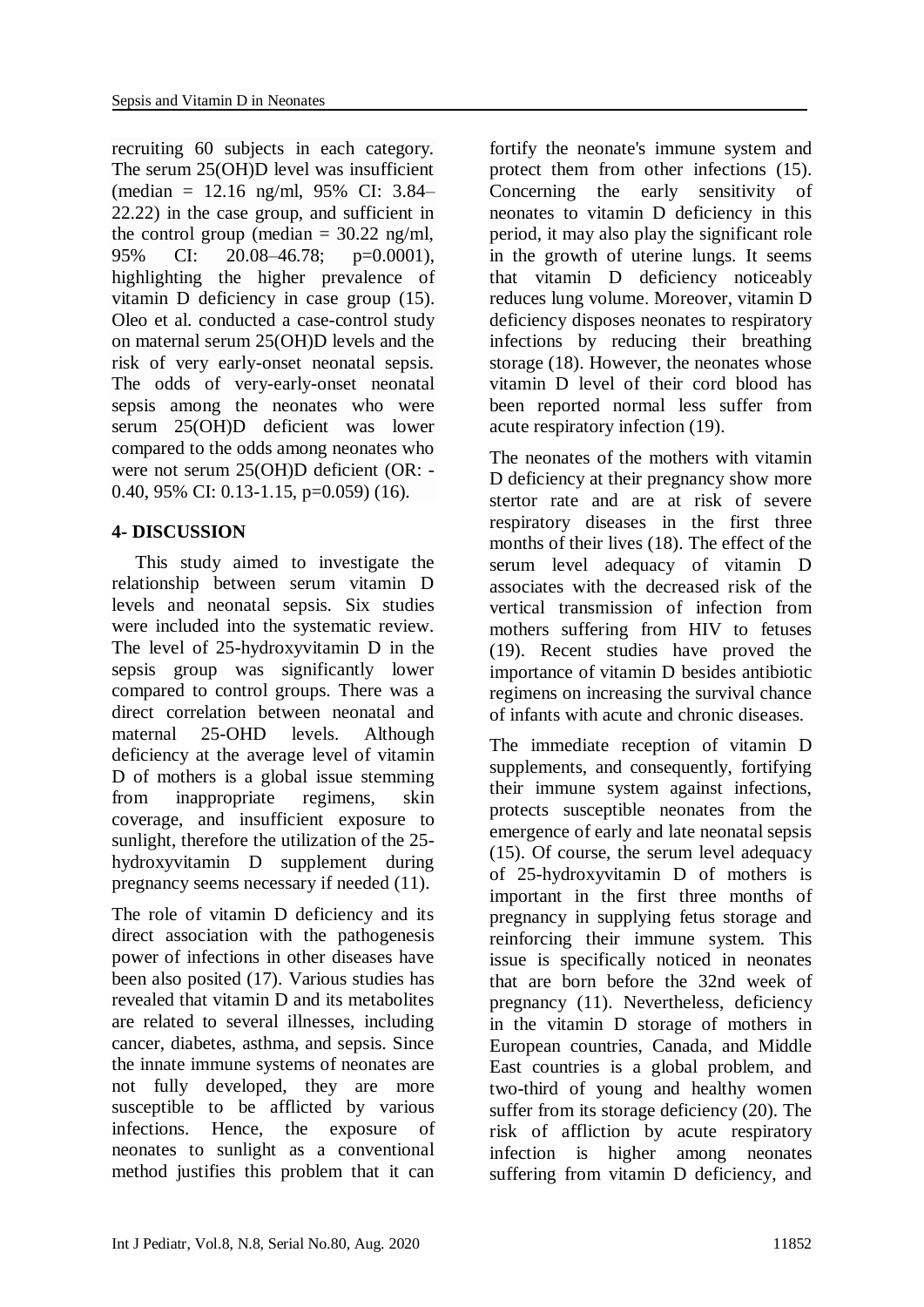recruiting 60 subjects in each category. The serum 25(OH)D level was insufficient (median = 12.16 ng/ml, 95% CI: 3.84–22.22) in the case group, and sufficient in the control group (median = 30.22 ng/ml, 95% CI: 20.08–46.78; p=0.0001), highlighting the higher prevalence of vitamin D deficiency in case group (15). Oleo et al. conducted a case-control study on maternal serum 25(OH)D levels and the risk of very early-onset neonatal sepsis. The odds of very-early-onset neonatal sepsis among the neonates who were serum 25(OH)D deficient was lower compared to the odds among neonates who were not serum 25(OH)D deficient (OR: -0.40, 95% CI: 0.13-1.15, p=0.059) (16).

## 4- DISCUSSION

This study aimed to investigate the relationship between serum vitamin D levels and neonatal sepsis. Six studies were included into the systematic review. The level of 25-hydroxyvitamin D in the sepsis group was significantly lower compared to control groups. There was a direct correlation between neonatal and maternal 25-OHD levels. Although deficiency at the average level of vitamin D of mothers is a global issue stemming from inappropriate regimens, skin coverage, and insufficient exposure to sunlight, therefore the utilization of the 25-hydroxyvitamin D supplement during pregnancy seems necessary if needed (11).

The role of vitamin D deficiency and its direct association with the pathogenesis power of infections in other diseases have been also posited (17). Various studies has revealed that vitamin D and its metabolites are related to several illnesses, including cancer, diabetes, asthma, and sepsis. Since the innate immune systems of neonates are not fully developed, they are more susceptible to be afflicted by various infections. Hence, the exposure of neonates to sunlight as a conventional method justifies this problem that it can fortify the neonate's immune system and protect them from other infections (15). Concerning the early sensitivity of neonates to vitamin D deficiency in this period, it may also play the significant role in the growth of uterine lungs. It seems that vitamin D deficiency noticeably reduces lung volume. Moreover, vitamin D deficiency disposes neonates to respiratory infections by reducing their breathing storage (18). However, the neonates whose vitamin D level of their cord blood has been reported normal less suffer from acute respiratory infection (19).

The neonates of the mothers with vitamin D deficiency at their pregnancy show more stertor rate and are at risk of severe respiratory diseases in the first three months of their lives (18). The effect of the serum level adequacy of vitamin D associates with the decreased risk of the vertical transmission of infection from mothers suffering from HIV to fetuses (19). Recent studies have proved the importance of vitamin D besides antibiotic regimens on increasing the survival chance of infants with acute and chronic diseases.

The immediate reception of vitamin D supplements, and consequently, fortifying their immune system against infections, protects susceptible neonates from the emergence of early and late neonatal sepsis (15). Of course, the serum level adequacy of 25-hydroxyvitamin D of mothers is important in the first three months of pregnancy in supplying fetus storage and reinforcing their immune system. This issue is specifically noticed in neonates that are born before the 32nd week of pregnancy (11). Nevertheless, deficiency in the vitamin D storage of mothers in European countries, Canada, and Middle East countries is a global problem, and two-third of young and healthy women suffer from its storage deficiency (20). The risk of affliction by acute respiratory infection is higher among neonates suffering from vitamin D deficiency, and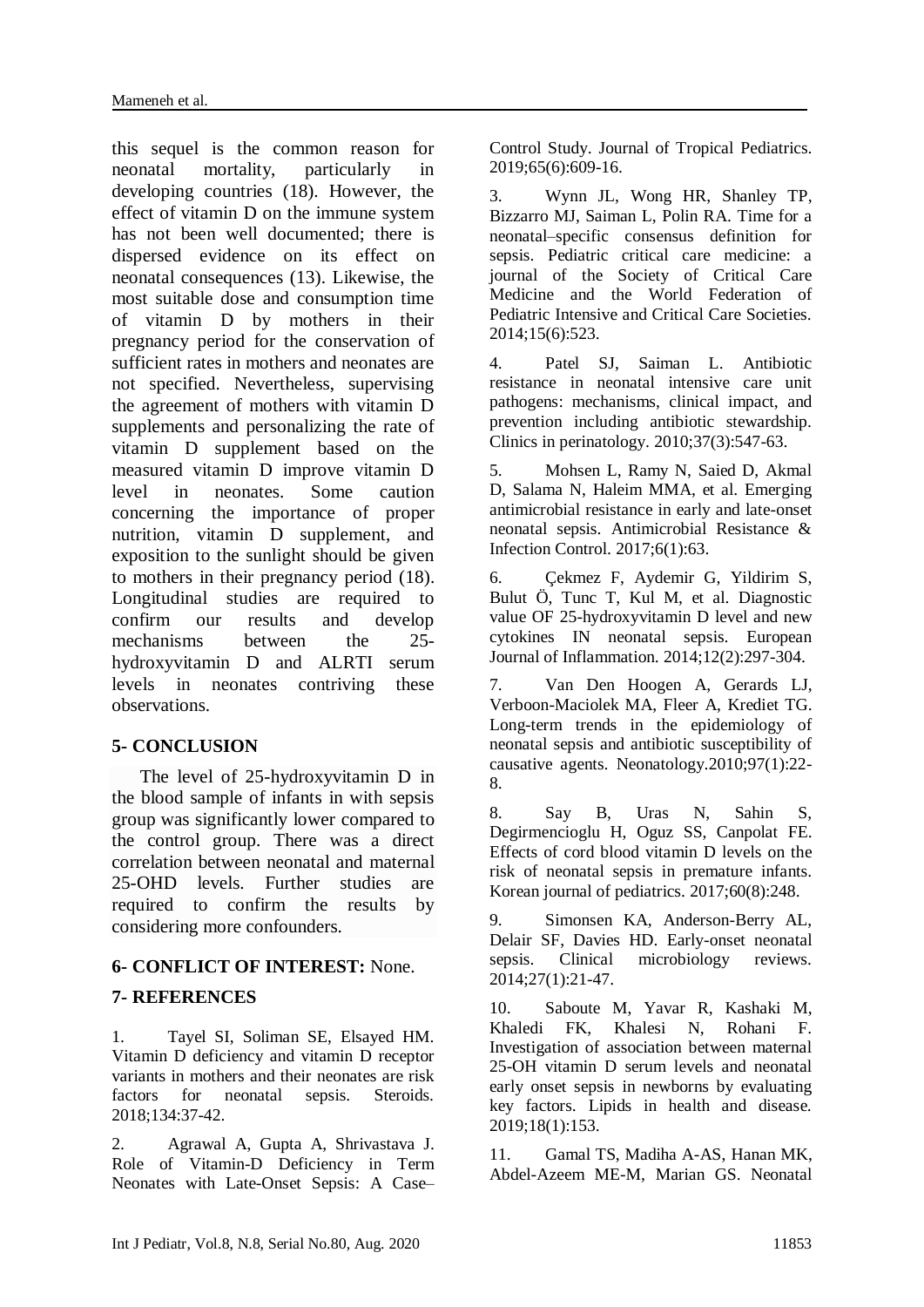this sequel is the common reason for neonatal mortality, particularly in developing countries (18). However, the effect of vitamin D on the immune system has not been well documented; there is dispersed evidence on its effect on neonatal consequences (13). Likewise, the most suitable dose and consumption time of vitamin D by mothers in their pregnancy period for the conservation of sufficient rates in mothers and neonates are not specified. Nevertheless, supervising the agreement of mothers with vitamin D supplements and personalizing the rate of vitamin D supplement based on the measured vitamin D level in neonates improve vitamin D level in neonates. Some caution concerning the importance of proper nutrition, vitamin D supplement, and exposition to the sunlight should be given to mothers in their pregnancy period (18). Longitudinal studies are required to confirm our results and develop mechanisms between the 25-hydroxyvitamin D and ALRTI serum levels in neonates contriving these observations.

## 5- CONCLUSION

The level of 25-hydroxyvitamin D in the blood sample of infants in with sepsis group was significantly lower compared to the control group. There was a direct correlation between neonatal and maternal 25-OHD levels. Further studies are required to confirm the results by considering more confounders.

## 6- CONFLICT OF INTEREST: None.

## 7- REFERENCES

1. Tayel SI, Soliman SE, Elsayed HM. Vitamin D deficiency and vitamin D receptor variants in mothers and their neonates are risk factors for neonatal sepsis. Steroids. 2018;134:37-42.

2. Agrawal A, Gupta A, Shrivastava J. Role of Vitamin-D Deficiency in Term Neonates with Late-Onset Sepsis: A Case–Control Study. Journal of Tropical Pediatrics. 2019;65(6):609-16.

3. Wynn JL, Wong HR, Shanley TP, Bizzarro MJ, Saiman L, Polin RA. Time for a neonatal–specific consensus definition for sepsis. Pediatric critical care medicine: a journal of the Society of Critical Care Medicine and the World Federation of Pediatric Intensive and Critical Care Societies. 2014;15(6):523.

4. Patel SJ, Saiman L. Antibiotic resistance in neonatal intensive care unit pathogens: mechanisms, clinical impact, and prevention including antibiotic stewardship. Clinics in perinatology. 2010;37(3):547-63.

5. Mohsen L, Ramy N, Saied D, Akmal D, Salama N, Haleim MMA, et al. Emerging antimicrobial resistance in early and late-onset neonatal sepsis. Antimicrobial Resistance & Infection Control. 2017;6(1):63.

6. Çekmez F, Aydemir G, Yildirim S, Bulut Ö, Tunc T, Kul M, et al. Diagnostic value OF 25-hydroxyvitamin D level and new cytokines IN neonatal sepsis. European Journal of Inflammation. 2014;12(2):297-304.

7. Van Den Hoogen A, Gerards LJ, Verboon-Maciolek MA, Fleer A, Krediet TG. Long-term trends in the epidemiology of neonatal sepsis and antibiotic susceptibility of causative agents. Neonatology.2010;97(1):22-8.

8. Say B, Uras N, Sahin S, Degirmencioglu H, Oguz SS, Canpolat FE. Effects of cord blood vitamin D levels on the risk of neonatal sepsis in premature infants. Korean journal of pediatrics. 2017;60(8):248.

9. Simonsen KA, Anderson-Berry AL, Delair SF, Davies HD. Early-onset neonatal sepsis. Clinical microbiology reviews. 2014;27(1):21-47.

10. Saboute M, Yavar R, Kashaki M, Khaledi FK, Khalesi N, Rohani F. Investigation of association between maternal 25-OH vitamin D serum levels and neonatal early onset sepsis in newborns by evaluating key factors. Lipids in health and disease. 2019;18(1):153.

11. Gamal TS, Madiha A-AS, Hanan MK, Abdel-Azeem ME-M, Marian GS. Neonatal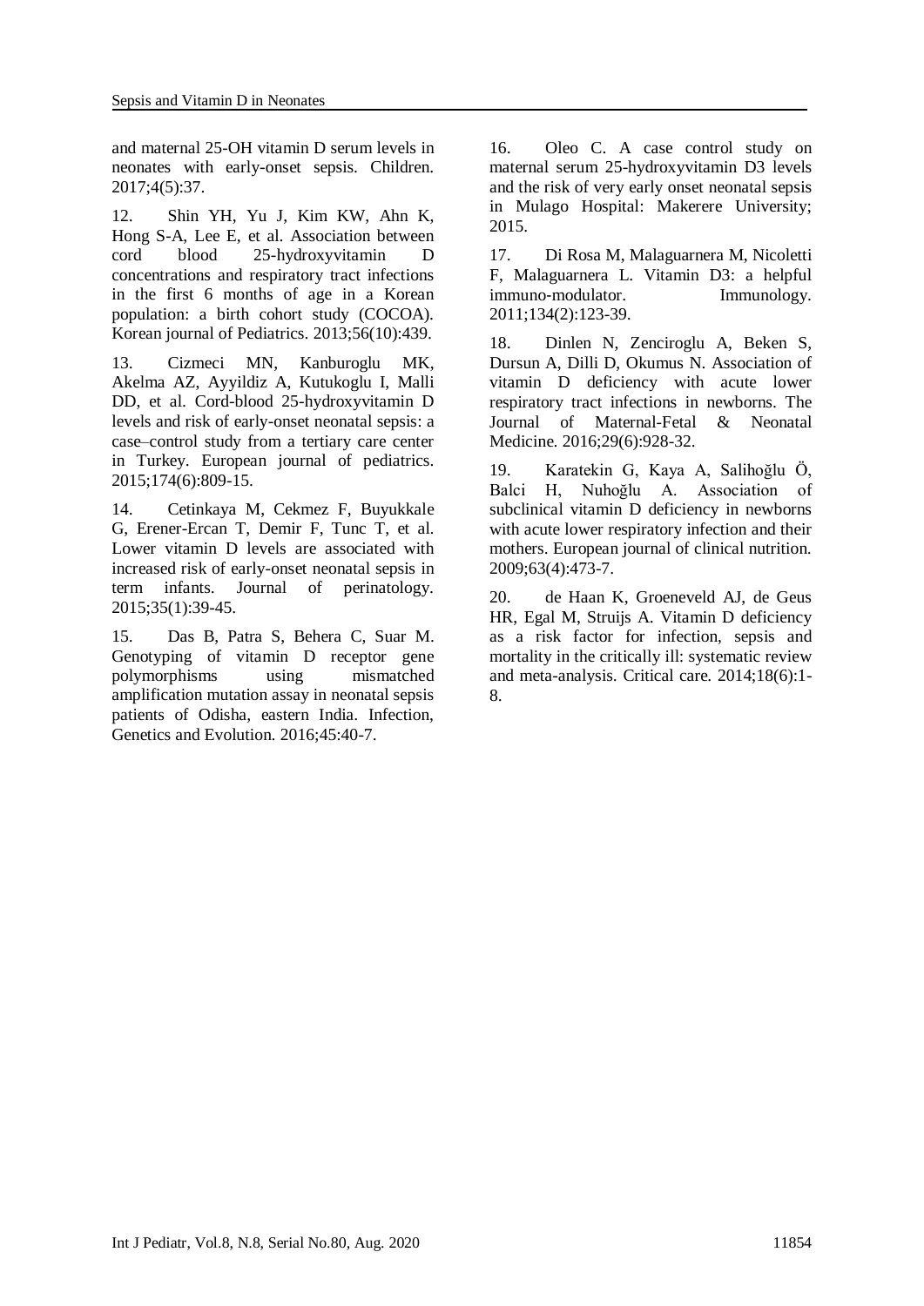and maternal 25-OH vitamin D serum levels in neonates with early-onset sepsis. Children. 2017;4(5):37.

12. Shin YH, Yu J, Kim KW, Ahn K, Hong S-A, Lee E, et al. Association between cord blood 25-hydroxyvitamin D concentrations and respiratory tract infections in the first 6 months of age in a Korean population: a birth cohort study (COCOA). Korean journal of Pediatrics. 2013;56(10):439.

13. Cizmeci MN, Kanburoglu MK, Akelma AZ, Ayyildiz A, Kutukoglu I, Malli DD, et al. Cord-blood 25-hydroxyvitamin D levels and risk of early-onset neonatal sepsis: a case–control study from a tertiary care center in Turkey. European journal of pediatrics. 2015;174(6):809-15.

14. Cetinkaya M, Cekmez F, Buyukkale G, Erener-Ercan T, Demir F, Tunc T, et al. Lower vitamin D levels are associated with increased risk of early-onset neonatal sepsis in term infants. Journal of perinatology. 2015;35(1):39-45.

15. Das B, Patra S, Behera C, Suar M. Genotyping of vitamin D receptor gene polymorphisms using mismatched amplification mutation assay in neonatal sepsis patients of Odisha, eastern India. Infection, Genetics and Evolution. 2016;45:40-7.

16. Oleo C. A case control study on maternal serum 25-hydroxyvitamin D3 levels and the risk of very early onset neonatal sepsis in Mulago Hospital: Makerere University; 2015.

17. Di Rosa M, Malaguarnera M, Nicoletti F, Malaguarnera L. Vitamin D3: a helpful immuno-modulator. Immunology. 2011;134(2):123-39.

18. Dinlen N, Zenciroglu A, Beken S, Dursun A, Dilli D, Okumus N. Association of vitamin D deficiency with acute lower respiratory tract infections in newborns. The Journal of Maternal-Fetal & Neonatal Medicine. 2016;29(6):928-32.

19. Karatekin G, Kaya A, Salihoğlu Ö, Balci H, Nuhoğlu A. Association of subclinical vitamin D deficiency in newborns with acute lower respiratory infection and their mothers. European journal of clinical nutrition. 2009;63(4):473-7.

20. de Haan K, Groeneveld AJ, de Geus HR, Egal M, Struijs A. Vitamin D deficiency as a risk factor for infection, sepsis and mortality in the critically ill: systematic review and meta-analysis. Critical care. 2014;18(6):1-8.